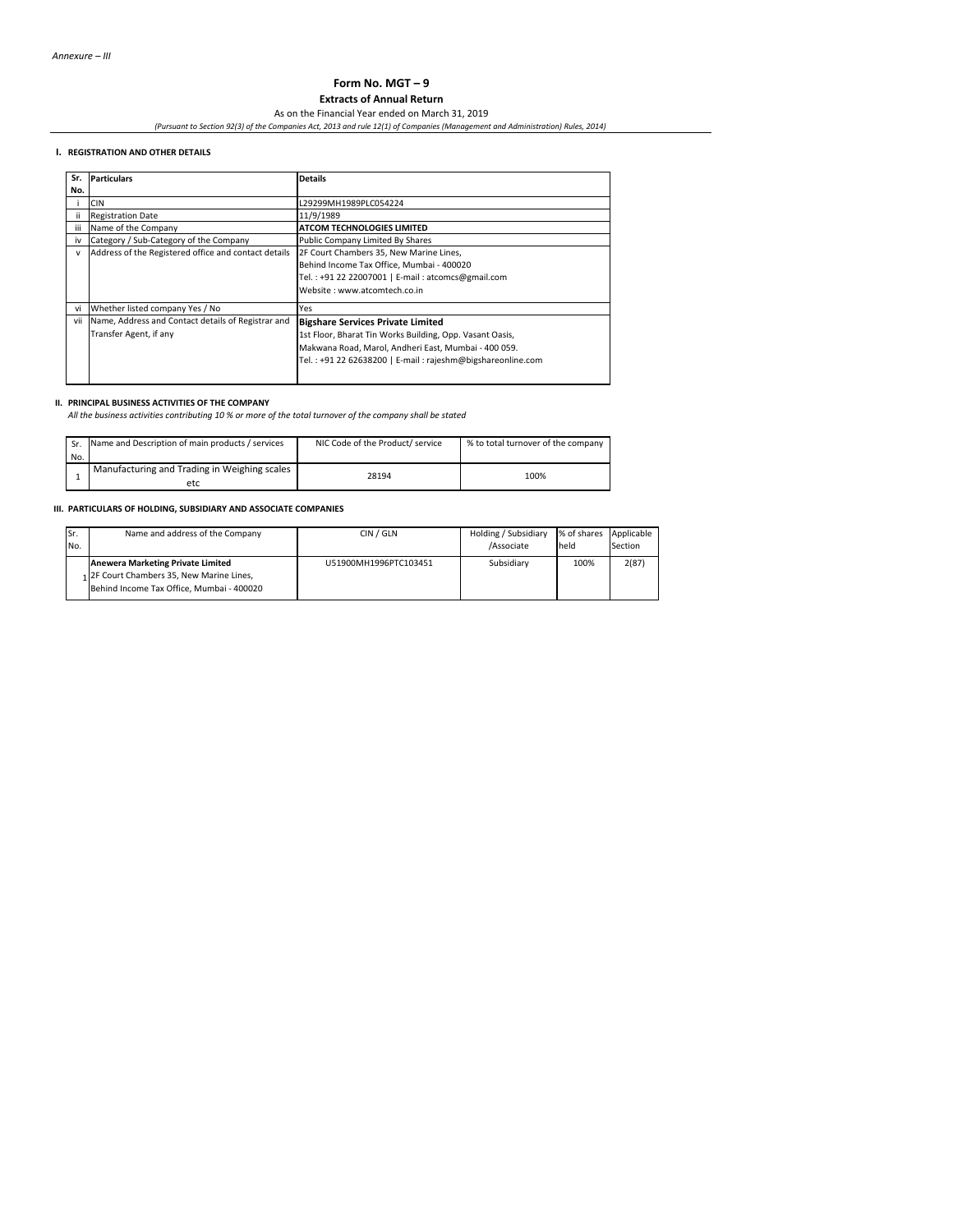*Annexure – III*

# Form No. MGT – 9

## Extracts of Annual Return

As on the Financial Year ended on March 31, 2019

*(Pursuant to Section 92(3) of the Companies Act, 2013 and rule 12(1) of Companies (Management and Administration) Rules, 2014)*

### I. REGISTRATION AND OTHER DETAILS

| Sr. No. | Particulars | Details |
|---|---|---|
| i | CIN | L29299MH1989PLC054224 |
| ii | Registration Date | 11/9/1989 |
| iii | Name of the Company | **ATCOM TECHNOLOGIES LIMITED** |
| iv | Category / Sub-Category of the Company | Public Company Limited By Shares |
| v | Address of the Registered office and contact details | 2F Court Chambers 35, New Marine Lines, Behind Income Tax Office, Mumbai - 400020 Tel. : +91 22 22007001 \| E-mail : atcomcs@gmail.com Website : www.atcomtech.co.in |
| vi | Whether listed company Yes / No | Yes |
| vii | Name, Address and Contact details of Registrar and Transfer Agent, if any | **Bigshare Services Private Limited** 1st Floor, Bharat Tin Works Building, Opp. Vasant Oasis, Makwana Road, Marol, Andheri East, Mumbai - 400 059. Tel. : +91 22 62638200 \| E-mail : rajeshm@bigshareonline.com |

### II. PRINCIPAL BUSINESS ACTIVITIES OF THE COMPANY

*All the business activities contributing 10 % or more of the total turnover of the company shall be stated*

| Sr. No. | Name and Description of main products / services | NIC Code of the Product/ service | % to total turnover of the company |
|---|---|---|---|
| 1 | Manufacturing and Trading in Weighing scales etc | 28194 | 100% |

### III. PARTICULARS OF HOLDING, SUBSIDIARY AND ASSOCIATE COMPANIES

| Sr. No. | Name and address of the Company | CIN / GLN | Holding / Subsidiary /Associate | % of shares held | Applicable Section |
|---|---|---|---|---|---|
| 1 | **Anewera Marketing Private Limited** 2F Court Chambers 35, New Marine Lines, Behind Income Tax Office, Mumbai - 400020 | U51900MH1996PTC103451 | Subsidiary | 100% | 2(87) |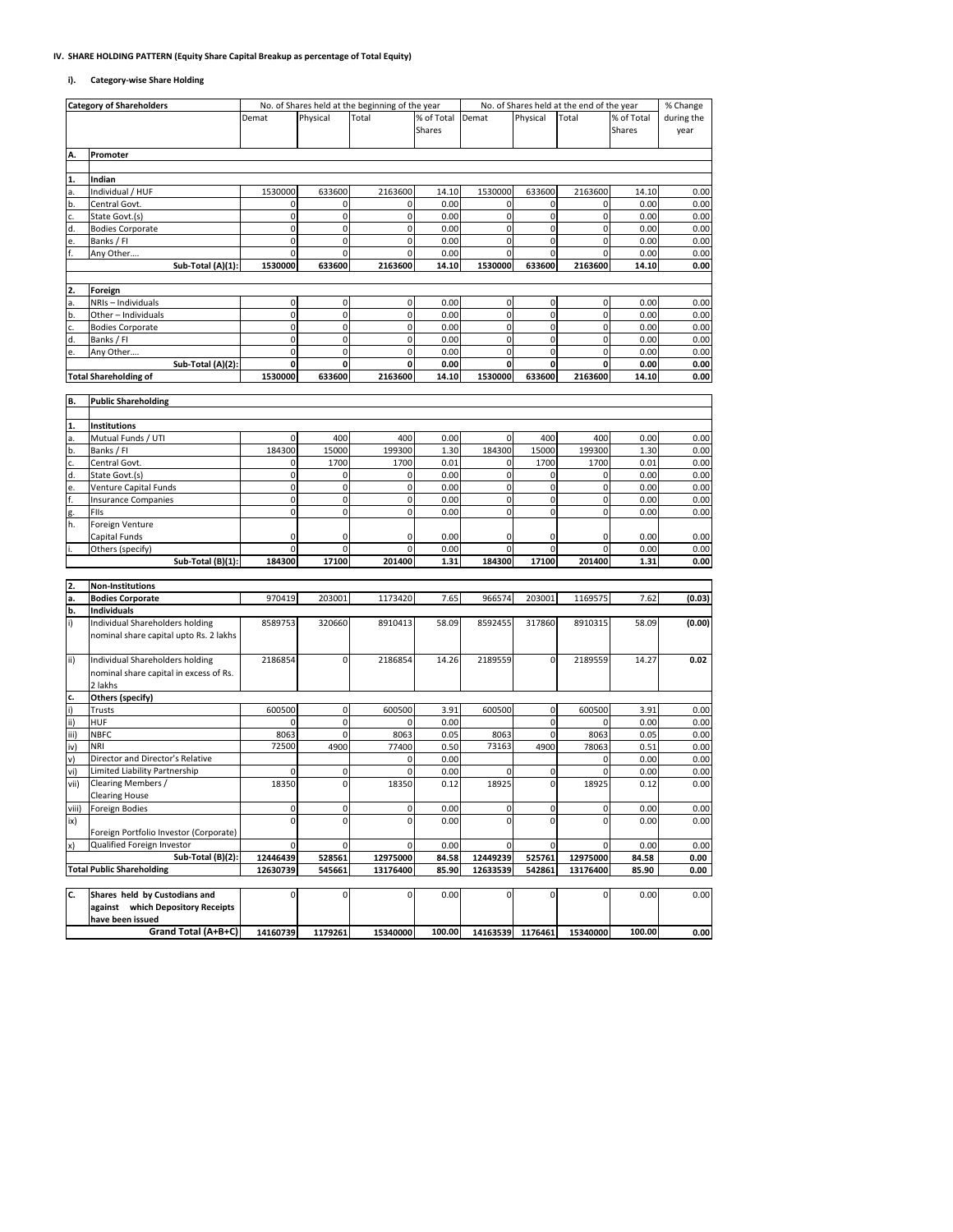**IV. SHARE HOLDING PATTERN (Equity Share Capital Breakup as percentage of Total Equity)**

**i). Category-wise Share Holding**

| | Category of Shareholders | No. of Shares held at the beginning of the year | | | | No. of Shares held at the end of the year | | | | % Change during the year |
|---|---|---|---|---|---|---|---|---|---|---|
| | | Demat | Physical | Total | % of Total Shares | Demat | Physical | Total | % of Total Shares | |
| **A.** | **Promoter** | | | | | | | | | |
| **1.** | **Indian** | | | | | | | | | |
| a. | Individual / HUF | 1530000 | 633600 | 2163600 | 14.10 | 1530000 | 633600 | 2163600 | 14.10 | 0.00 |
| b. | Central Govt. | 0 | 0 | 0 | 0.00 | 0 | 0 | 0 | 0.00 | 0.00 |
| c. | State Govt.(s) | 0 | 0 | 0 | 0.00 | 0 | 0 | 0 | 0.00 | 0.00 |
| d. | Bodies Corporate | 0 | 0 | 0 | 0.00 | 0 | 0 | 0 | 0.00 | 0.00 |
| e. | Banks / FI | 0 | 0 | 0 | 0.00 | 0 | 0 | 0 | 0.00 | 0.00 |
| f. | Any Other.... | 0 | 0 | 0 | 0.00 | 0 | 0 | 0 | 0.00 | 0.00 |
| | **Sub-Total (A)(1):** | **1530000** | **633600** | **2163600** | **14.10** | **1530000** | **633600** | **2163600** | **14.10** | **0.00** |
| **2.** | **Foreign** | | | | | | | | | |
| a. | NRIs – Individuals | 0 | 0 | 0 | 0.00 | 0 | 0 | 0 | 0.00 | 0.00 |
| b. | Other – Individuals | 0 | 0 | 0 | 0.00 | 0 | 0 | 0 | 0.00 | 0.00 |
| c. | Bodies Corporate | 0 | 0 | 0 | 0.00 | 0 | 0 | 0 | 0.00 | 0.00 |
| d. | Banks / FI | 0 | 0 | 0 | 0.00 | 0 | 0 | 0 | 0.00 | 0.00 |
| e. | Any Other.... | 0 | 0 | 0 | 0.00 | 0 | 0 | 0 | 0.00 | 0.00 |
| | **Sub-Total (A)(2):** | **0** | **0** | **0** | **0.00** | **0** | **0** | **0** | **0.00** | **0.00** |
| | **Total Shareholding of** | **1530000** | **633600** | **2163600** | **14.10** | **1530000** | **633600** | **2163600** | **14.10** | **0.00** |
| **B.** | **Public Shareholding** | | | | | | | | | |
| **1.** | **Institutions** | | | | | | | | | |
| a. | Mutual Funds / UTI | 0 | 400 | 400 | 0.00 | 0 | 400 | 400 | 0.00 | 0.00 |
| b. | Banks / FI | 184300 | 15000 | 199300 | 1.30 | 184300 | 15000 | 199300 | 1.30 | 0.00 |
| c. | Central Govt. | 0 | 1700 | 1700 | 0.01 | 0 | 1700 | 1700 | 0.01 | 0.00 |
| d. | State Govt.(s) | 0 | 0 | 0 | 0.00 | 0 | 0 | 0 | 0.00 | 0.00 |
| e. | Venture Capital Funds | 0 | 0 | 0 | 0.00 | 0 | 0 | 0 | 0.00 | 0.00 |
| f. | Insurance Companies | 0 | 0 | 0 | 0.00 | 0 | 0 | 0 | 0.00 | 0.00 |
| g. | FIIs | 0 | 0 | 0 | 0.00 | 0 | 0 | 0 | 0.00 | 0.00 |
| h. | Foreign Venture Capital Funds | 0 | 0 | 0 | 0.00 | 0 | 0 | 0 | 0.00 | 0.00 |
| i. | Others (specify) | 0 | 0 | 0 | 0.00 | 0 | 0 | 0 | 0.00 | 0.00 |
| | **Sub-Total (B)(1):** | **184300** | **17100** | **201400** | **1.31** | **184300** | **17100** | **201400** | **1.31** | **0.00** |
| **2.** | **Non-Institutions** | | | | | | | | | |
| **a.** | **Bodies Corporate** | 970419 | 203001 | 1173420 | 7.65 | 966574 | 203001 | 1169575 | 7.62 | **(0.03)** |
| **b.** | **Individuals** | | | | | | | | | |
| i) | Individual Shareholders holding nominal share capital upto Rs. 2 lakhs | 8589753 | 320660 | 8910413 | 58.09 | 8592455 | 317860 | 8910315 | 58.09 | **(0.00)** |
| ii) | Individual Shareholders holding nominal share capital in excess of Rs. 2 lakhs | 2186854 | 0 | 2186854 | 14.26 | 2189559 | 0 | 2189559 | 14.27 | **0.02** |
| **c.** | **Others (specify)** | | | | | | | | | |
| i) | Trusts | 600500 | 0 | 600500 | 3.91 | 600500 | 0 | 600500 | 3.91 | 0.00 |
| ii) | HUF | 0 | 0 | 0 | 0.00 | | 0 | 0 | 0.00 | 0.00 |
| iii) | NBFC | 8063 | 0 | 8063 | 0.05 | 8063 | 0 | 8063 | 0.05 | 0.00 |
| iv) | NRI | 72500 | 4900 | 77400 | 0.50 | 73163 | 4900 | 78063 | 0.51 | 0.00 |
| v) | Director and Director's Relative | | | 0 | 0.00 | | | 0 | 0.00 | 0.00 |
| vi) | Limited Liability Partnership | 0 | 0 | 0 | 0.00 | 0 | 0 | 0 | 0.00 | 0.00 |
| vii) | Clearing Members / Clearing House | 18350 | 0 | 18350 | 0.12 | 18925 | 0 | 18925 | 0.12 | 0.00 |
| viii) | Foreign Bodies | 0 | 0 | 0 | 0.00 | 0 | 0 | 0 | 0.00 | 0.00 |
| ix) | Foreign Portfolio Investor (Corporate) | 0 | 0 | 0 | 0.00 | 0 | 0 | 0 | 0.00 | 0.00 |
| x) | Qualified Foreign Investor | 0 | 0 | 0 | 0.00 | 0 | 0 | 0 | 0.00 | 0.00 |
| | **Sub-Total (B)(2):** | **12446439** | **528561** | **12975000** | **84.58** | **12449239** | **525761** | **12975000** | **84.58** | **0.00** |
| | **Total Public Shareholding** | **12630739** | **545661** | **13176400** | **85.90** | **12633539** | **542861** | **13176400** | **85.90** | **0.00** |
| **C.** | **Shares held by Custodians and against which Depository Receipts have been issued** | 0 | 0 | 0 | 0.00 | 0 | 0 | 0 | 0.00 | 0.00 |
| | **Grand Total (A+B+C)** | **14160739** | **1179261** | **15340000** | **100.00** | **14163539** | **1176461** | **15340000** | **100.00** | **0.00** |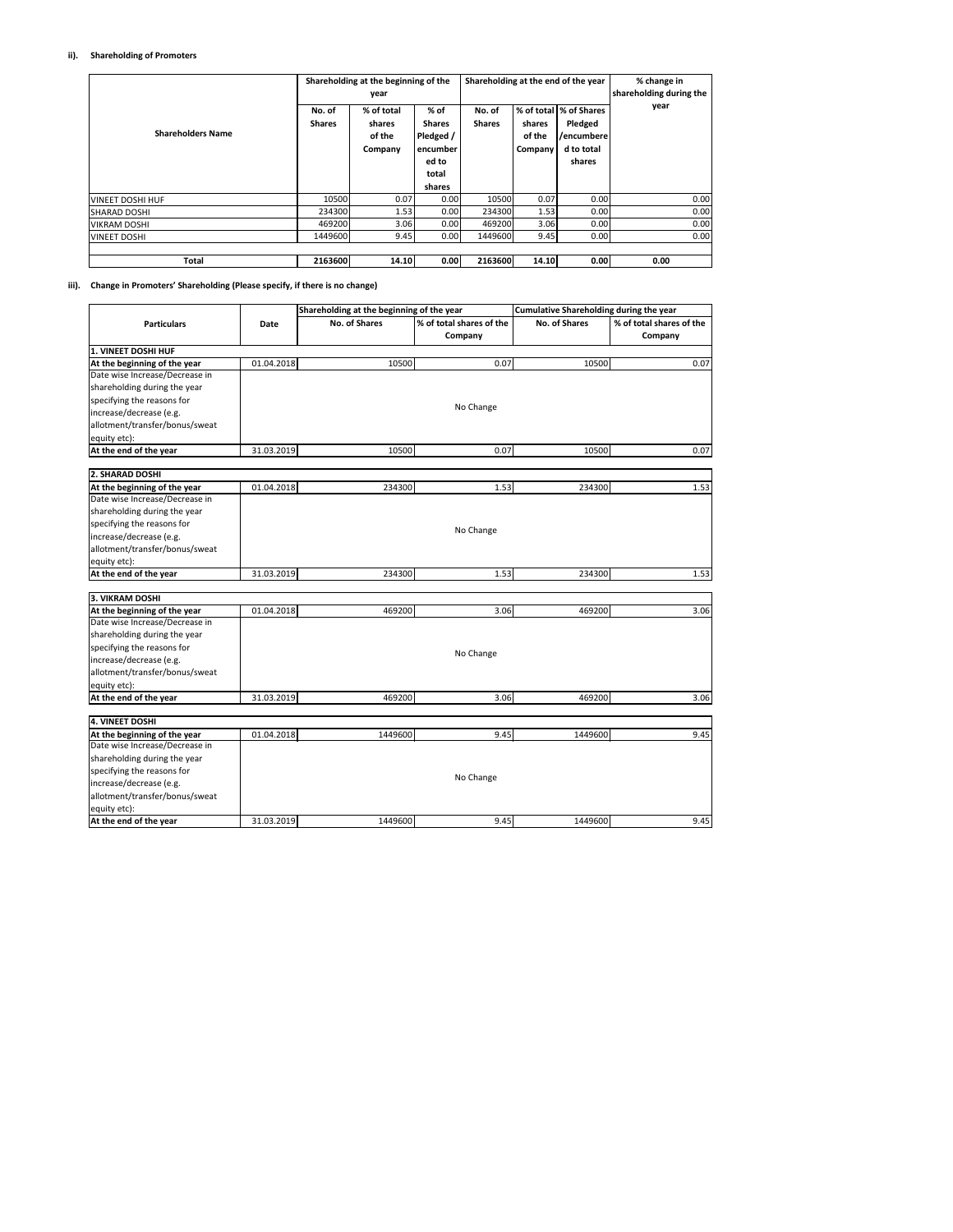#### ii). Shareholding of Promoters

| Shareholders Name | Shareholding at the beginning of the year | | | Shareholding at the end of the year | | | % change in shareholding during the year |
|---|---|---|---|---|---|---|---|
| | No. of Shares | % of total shares of the Company | % of Shares Pledged / encumbered to total shares | No. of Shares | % of total shares of the Company | % of Shares Pledged /encumbered to total shares | |
| VINEET DOSHI HUF | 10500 | 0.07 | 0.00 | 10500 | 0.07 | 0.00 | 0.00 |
| SHARAD DOSHI | 234300 | 1.53 | 0.00 | 234300 | 1.53 | 0.00 | 0.00 |
| VIKRAM DOSHI | 469200 | 3.06 | 0.00 | 469200 | 3.06 | 0.00 | 0.00 |
| VINEET DOSHI | 1449600 | 9.45 | 0.00 | 1449600 | 9.45 | 0.00 | 0.00 |
| **Total** | **2163600** | **14.10** | **0.00** | **2163600** | **14.10** | **0.00** | **0.00** |

#### iii). Change in Promoters' Shareholding (Please specify, if there is no change)

| Particulars | Date | Shareholding at the beginning of the year | | Cumulative Shareholding during the year | |
|---|---|---|---|---|---|
| | | No. of Shares | % of total shares of the Company | No. of Shares | % of total shares of the Company |
| **1. VINEET DOSHI HUF** | | | | | |
| **At the beginning of the year** | 01.04.2018 | 10500 | 0.07 | 10500 | 0.07 |
| Date wise Increase/Decrease in shareholding during the year specifying the reasons for increase/decrease (e.g. allotment/transfer/bonus/sweat equity etc): | | | No Change | | |
| **At the end of the year** | 31.03.2019 | 10500 | 0.07 | 10500 | 0.07 |
| **2. SHARAD DOSHI** | | | | | |
| **At the beginning of the year** | 01.04.2018 | 234300 | 1.53 | 234300 | 1.53 |
| Date wise Increase/Decrease in shareholding during the year specifying the reasons for increase/decrease (e.g. allotment/transfer/bonus/sweat equity etc): | | | No Change | | |
| **At the end of the year** | 31.03.2019 | 234300 | 1.53 | 234300 | 1.53 |
| **3. VIKRAM DOSHI** | | | | | |
| **At the beginning of the year** | 01.04.2018 | 469200 | 3.06 | 469200 | 3.06 |
| Date wise Increase/Decrease in shareholding during the year specifying the reasons for increase/decrease (e.g. allotment/transfer/bonus/sweat equity etc): | | | No Change | | |
| **At the end of the year** | 31.03.2019 | 469200 | 3.06 | 469200 | 3.06 |
| **4. VINEET DOSHI** | | | | | |
| **At the beginning of the year** | 01.04.2018 | 1449600 | 9.45 | 1449600 | 9.45 |
| Date wise Increase/Decrease in shareholding during the year specifying the reasons for increase/decrease (e.g. allotment/transfer/bonus/sweat equity etc): | | | No Change | | |
| **At the end of the year** | 31.03.2019 | 1449600 | 9.45 | 1449600 | 9.45 |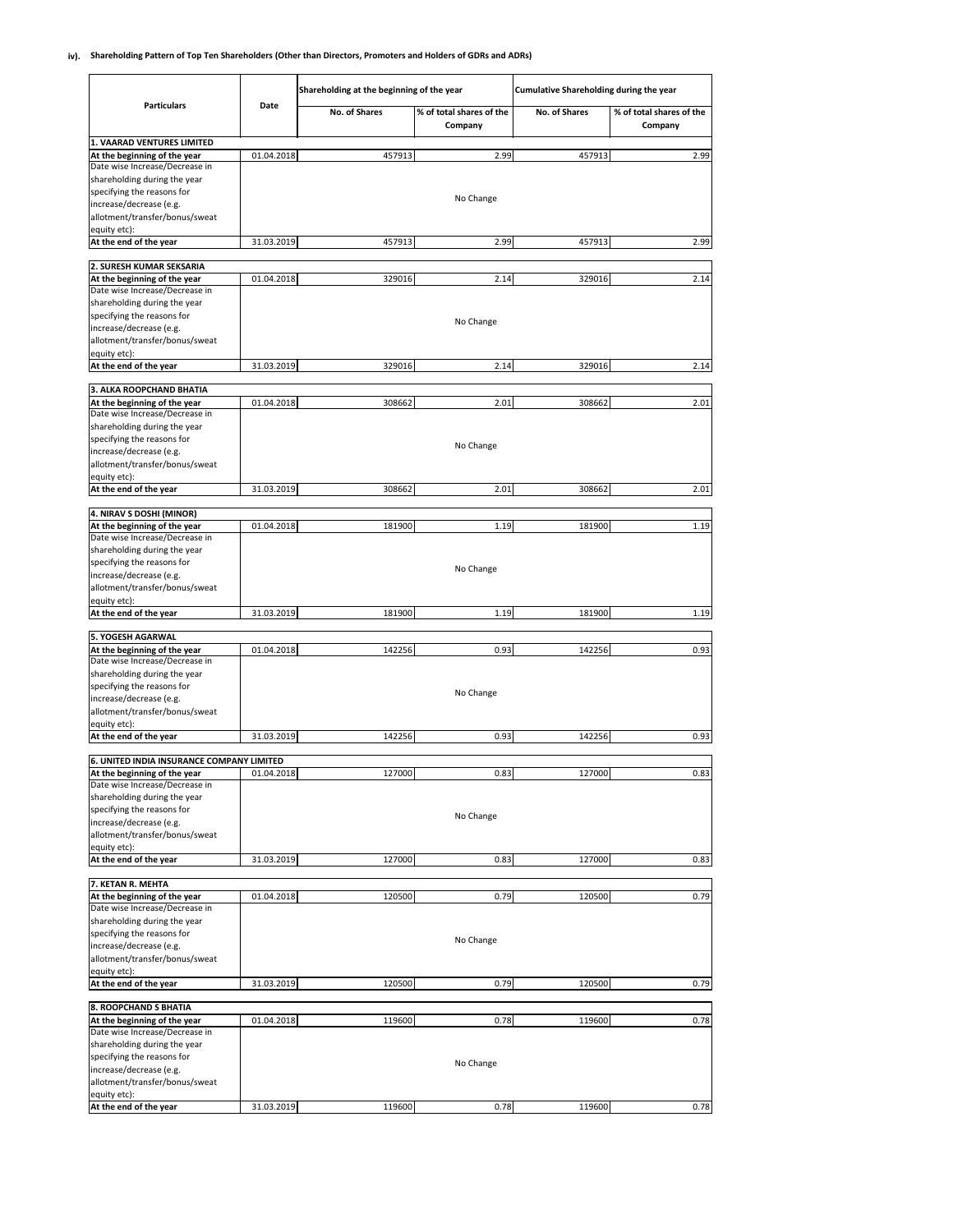**iv). Shareholding Pattern of Top Ten Shareholders (Other than Directors, Promoters and Holders of GDRs and ADRs)**

| Particulars | Date | Shareholding at the beginning of the year | | Cumulative Shareholding during the year | |
|---|---|---|---|---|---|
| | | No. of Shares | % of total shares of the Company | No. of Shares | % of total shares of the Company |
| **1. VAARAD VENTURES LIMITED** | | | | | |
| At the beginning of the year | 01.04.2018 | 457913 | 2.99 | 457913 | 2.99 |
| Date wise Increase/Decrease in shareholding during the year specifying the reasons for increase/decrease (e.g. allotment/transfer/bonus/sweat equity etc): | | | No Change | | |
| At the end of the year | 31.03.2019 | 457913 | 2.99 | 457913 | 2.99 |
| **2. SURESH KUMAR SEKSARIA** | | | | | |
| At the beginning of the year | 01.04.2018 | 329016 | 2.14 | 329016 | 2.14 |
| Date wise Increase/Decrease in shareholding during the year specifying the reasons for increase/decrease (e.g. allotment/transfer/bonus/sweat equity etc): | | | No Change | | |
| At the end of the year | 31.03.2019 | 329016 | 2.14 | 329016 | 2.14 |
| **3. ALKA ROOPCHAND BHATIA** | | | | | |
| At the beginning of the year | 01.04.2018 | 308662 | 2.01 | 308662 | 2.01 |
| Date wise Increase/Decrease in shareholding during the year specifying the reasons for increase/decrease (e.g. allotment/transfer/bonus/sweat equity etc): | | | No Change | | |
| At the end of the year | 31.03.2019 | 308662 | 2.01 | 308662 | 2.01 |
| **4. NIRAV S DOSHI (MINOR)** | | | | | |
| At the beginning of the year | 01.04.2018 | 181900 | 1.19 | 181900 | 1.19 |
| Date wise Increase/Decrease in shareholding during the year specifying the reasons for increase/decrease (e.g. allotment/transfer/bonus/sweat equity etc): | | | No Change | | |
| At the end of the year | 31.03.2019 | 181900 | 1.19 | 181900 | 1.19 |
| **5. YOGESH AGARWAL** | | | | | |
| At the beginning of the year | 01.04.2018 | 142256 | 0.93 | 142256 | 0.93 |
| Date wise Increase/Decrease in shareholding during the year specifying the reasons for increase/decrease (e.g. allotment/transfer/bonus/sweat equity etc): | | | No Change | | |
| At the end of the year | 31.03.2019 | 142256 | 0.93 | 142256 | 0.93 |
| **6. UNITED INDIA INSURANCE COMPANY LIMITED** | | | | | |
| At the beginning of the year | 01.04.2018 | 127000 | 0.83 | 127000 | 0.83 |
| Date wise Increase/Decrease in shareholding during the year specifying the reasons for increase/decrease (e.g. allotment/transfer/bonus/sweat equity etc): | | | No Change | | |
| At the end of the year | 31.03.2019 | 127000 | 0.83 | 127000 | 0.83 |
| **7. KETAN R. MEHTA** | | | | | |
| At the beginning of the year | 01.04.2018 | 120500 | 0.79 | 120500 | 0.79 |
| Date wise Increase/Decrease in shareholding during the year specifying the reasons for increase/decrease (e.g. allotment/transfer/bonus/sweat equity etc): | | | No Change | | |
| At the end of the year | 31.03.2019 | 120500 | 0.79 | 120500 | 0.79 |
| **8. ROOPCHAND S BHATIA** | | | | | |
| At the beginning of the year | 01.04.2018 | 119600 | 0.78 | 119600 | 0.78 |
| Date wise Increase/Decrease in shareholding during the year specifying the reasons for increase/decrease (e.g. allotment/transfer/bonus/sweat equity etc): | | | No Change | | |
| At the end of the year | 31.03.2019 | 119600 | 0.78 | 119600 | 0.78 |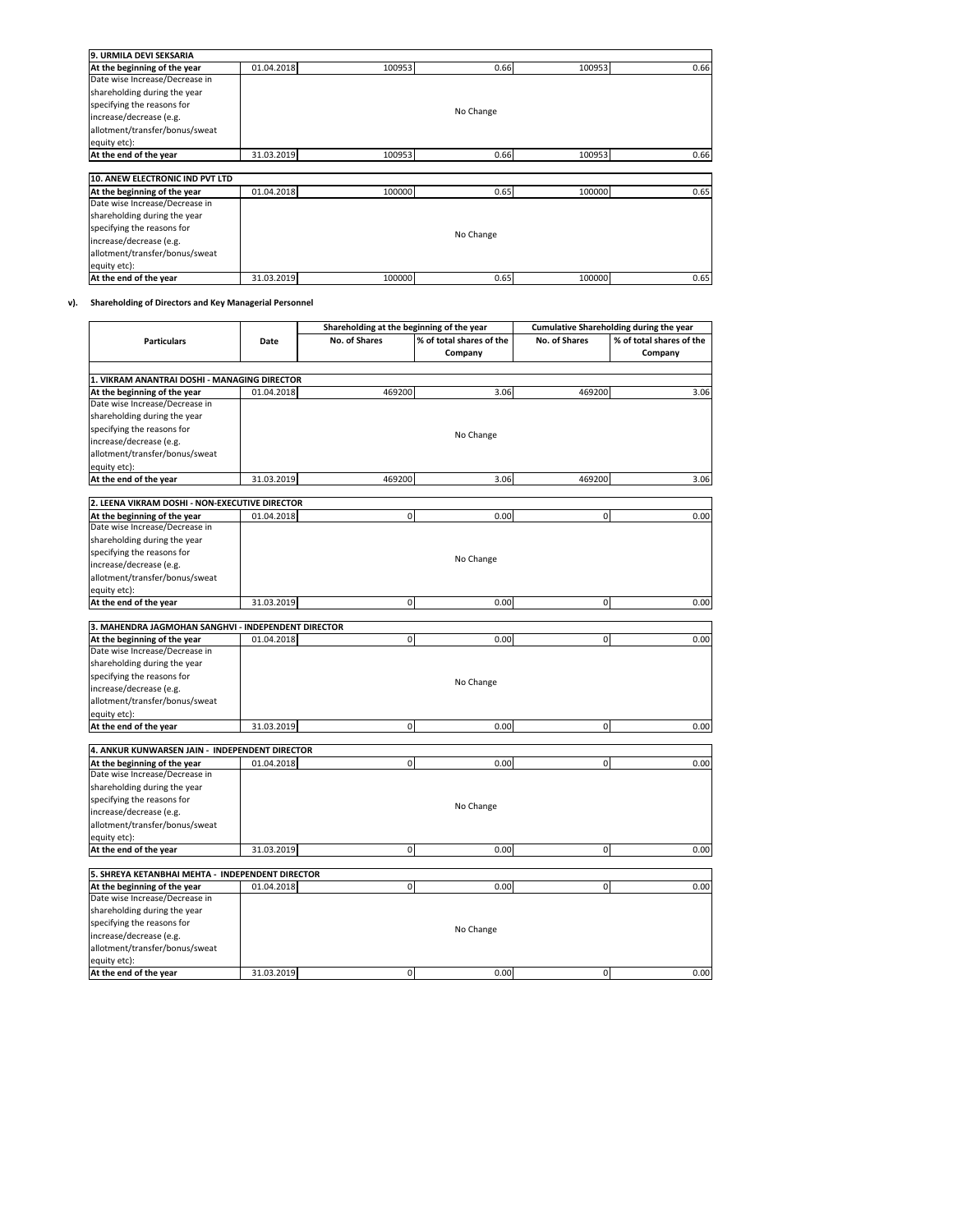| 9. URMILA DEVI SEKSARIA | | | | | |
|---|---|---|---|---|---|
| At the beginning of the year | 01.04.2018 | 100953 | 0.66 | 100953 | 0.66 |
| Date wise Increase/Decrease in shareholding during the year specifying the reasons for increase/decrease (e.g. allotment/transfer/bonus/sweat equity etc): | | | No Change | | |
| At the end of the year | 31.03.2019 | 100953 | 0.66 | 100953 | 0.66 |

| 10. ANEW ELECTRONIC IND PVT LTD | | | | | |
|---|---|---|---|---|---|
| At the beginning of the year | 01.04.2018 | 100000 | 0.65 | 100000 | 0.65 |
| Date wise Increase/Decrease in shareholding during the year specifying the reasons for increase/decrease (e.g. allotment/transfer/bonus/sweat equity etc): | | | No Change | | |
| At the end of the year | 31.03.2019 | 100000 | 0.65 | 100000 | 0.65 |

**v). Shareholding of Directors and Key Managerial Personnel**

| Particulars | Date | Shareholding at the beginning of the year | | Cumulative Shareholding during the year | |
|---|---|---|---|---|---|
| | | No. of Shares | % of total shares of the Company | No. of Shares | % of total shares of the Company |
| **1. VIKRAM ANANTRAI DOSHI - MANAGING DIRECTOR** | | | | | |
| At the beginning of the year | 01.04.2018 | 469200 | 3.06 | 469200 | 3.06 |
| Date wise Increase/Decrease in shareholding during the year specifying the reasons for increase/decrease (e.g. allotment/transfer/bonus/sweat equity etc): | | | No Change | | |
| At the end of the year | 31.03.2019 | 469200 | 3.06 | 469200 | 3.06 |
| **2. LEENA VIKRAM DOSHI - NON-EXECUTIVE DIRECTOR** | | | | | |
| At the beginning of the year | 01.04.2018 | 0 | 0.00 | 0 | 0.00 |
| Date wise Increase/Decrease in shareholding during the year specifying the reasons for increase/decrease (e.g. allotment/transfer/bonus/sweat equity etc): | | | No Change | | |
| At the end of the year | 31.03.2019 | 0 | 0.00 | 0 | 0.00 |
| **3. MAHENDRA JAGMOHAN SANGHVI - INDEPENDENT DIRECTOR** | | | | | |
| At the beginning of the year | 01.04.2018 | 0 | 0.00 | 0 | 0.00 |
| Date wise Increase/Decrease in shareholding during the year specifying the reasons for increase/decrease (e.g. allotment/transfer/bonus/sweat equity etc): | | | No Change | | |
| At the end of the year | 31.03.2019 | 0 | 0.00 | 0 | 0.00 |
| **4. ANKUR KUNWARSEN JAIN - INDEPENDENT DIRECTOR** | | | | | |
| At the beginning of the year | 01.04.2018 | 0 | 0.00 | 0 | 0.00 |
| Date wise Increase/Decrease in shareholding during the year specifying the reasons for increase/decrease (e.g. allotment/transfer/bonus/sweat equity etc): | | | No Change | | |
| At the end of the year | 31.03.2019 | 0 | 0.00 | 0 | 0.00 |
| **5. SHREYA KETANBHAI MEHTA - INDEPENDENT DIRECTOR** | | | | | |
| At the beginning of the year | 01.04.2018 | 0 | 0.00 | 0 | 0.00 |
| Date wise Increase/Decrease in shareholding during the year specifying the reasons for increase/decrease (e.g. allotment/transfer/bonus/sweat equity etc): | | | No Change | | |
| At the end of the year | 31.03.2019 | 0 | 0.00 | 0 | 0.00 |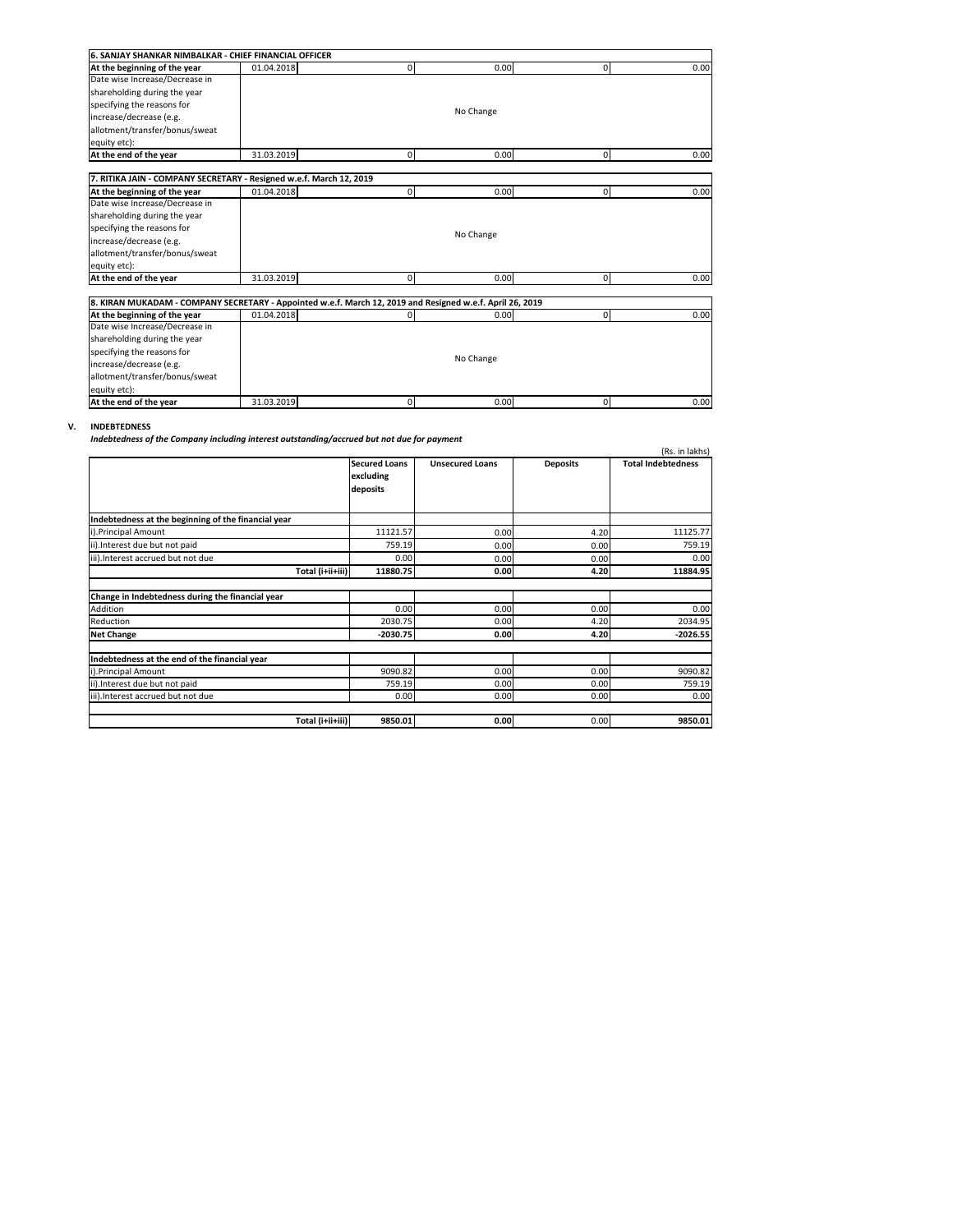| 6. SANJAY SHANKAR NIMBALKAR - CHIEF FINANCIAL OFFICER | | | | | |
|---|---|---|---|---|---|
| At the beginning of the year | 01.04.2018 | 0 | 0.00 | 0 | 0.00 |
| Date wise Increase/Decrease in shareholding during the year specifying the reasons for increase/decrease (e.g. allotment/transfer/bonus/sweat equity etc): | | | No Change | | |
| At the end of the year | 31.03.2019 | 0 | 0.00 | 0 | 0.00 |

| 7. RITIKA JAIN - COMPANY SECRETARY - Resigned w.e.f. March 12, 2019 | | | | | |
|---|---|---|---|---|---|
| At the beginning of the year | 01.04.2018 | 0 | 0.00 | 0 | 0.00 |
| Date wise Increase/Decrease in shareholding during the year specifying the reasons for increase/decrease (e.g. allotment/transfer/bonus/sweat equity etc): | | | No Change | | |
| At the end of the year | 31.03.2019 | 0 | 0.00 | 0 | 0.00 |

| 8. KIRAN MUKADAM - COMPANY SECRETARY - Appointed w.e.f. March 12, 2019 and Resigned w.e.f. April 26, 2019 | | | | | |
|---|---|---|---|---|---|
| At the beginning of the year | 01.04.2018 | 0 | 0.00 | 0 | 0.00 |
| Date wise Increase/Decrease in shareholding during the year specifying the reasons for increase/decrease (e.g. allotment/transfer/bonus/sweat equity etc): | | | No Change | | |
| At the end of the year | 31.03.2019 | 0 | 0.00 | 0 | 0.00 |

**V. INDEBTEDNESS**

***Indebtedness of the Company including interest outstanding/accrued but not due for payment***

(Rs. in lakhs)

| | Secured Loans excluding deposits | Unsecured Loans | Deposits | Total Indebtedness |
|---|---|---|---|---|
| **Indebtedness at the beginning of the financial year** | | | | |
| i).Principal Amount | 11121.57 | 0.00 | 4.20 | 11125.77 |
| ii).Interest due but not paid | 759.19 | 0.00 | 0.00 | 759.19 |
| iii).Interest accrued but not due | 0.00 | 0.00 | 0.00 | 0.00 |
| **Total (i+ii+iii)** | **11880.75** | **0.00** | **4.20** | **11884.95** |
| **Change in Indebtedness during the financial year** | | | | |
| Addition | 0.00 | 0.00 | 0.00 | 0.00 |
| Reduction | 2030.75 | 0.00 | 4.20 | 2034.95 |
| **Net Change** | **-2030.75** | **0.00** | **4.20** | **-2026.55** |
| **Indebtedness at the end of the financial year** | | | | |
| i).Principal Amount | 9090.82 | 0.00 | 0.00 | 9090.82 |
| ii).Interest due but not paid | 759.19 | 0.00 | 0.00 | 759.19 |
| iii).Interest accrued but not due | 0.00 | 0.00 | 0.00 | 0.00 |
| **Total (i+ii+iii)** | **9850.01** | **0.00** | 0.00 | **9850.01** |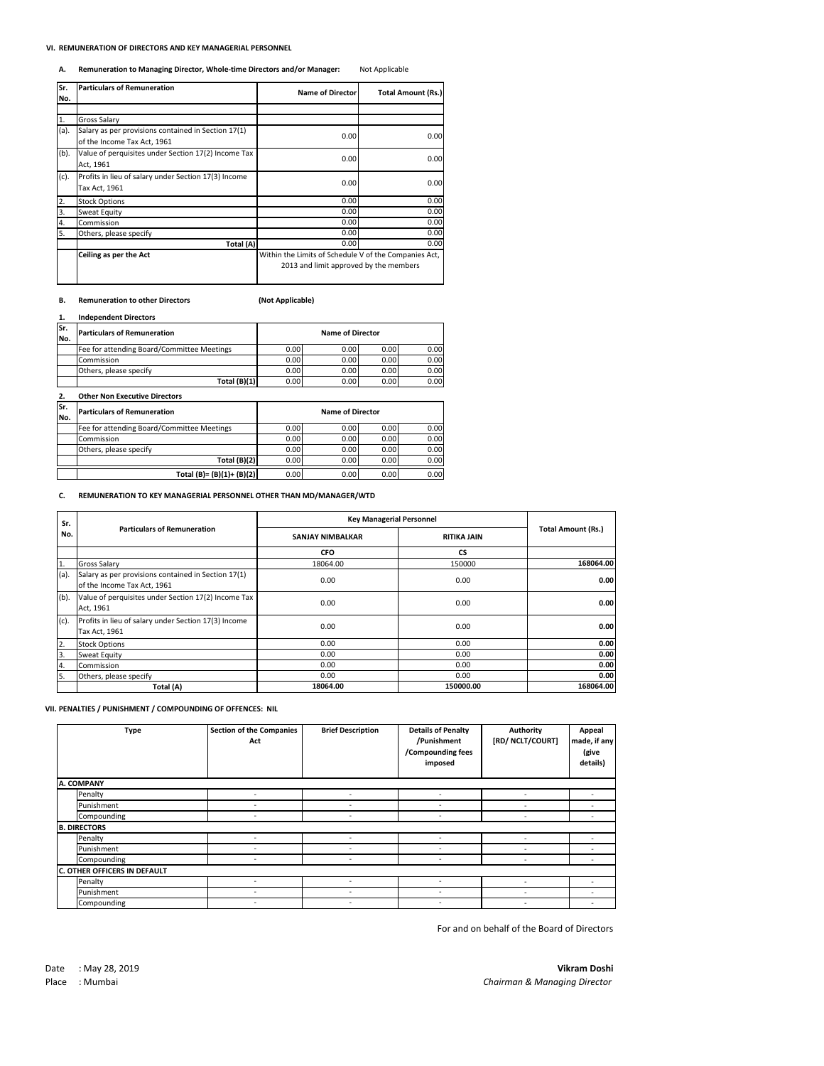### VI. REMUNERATION OF DIRECTORS AND KEY MANAGERIAL PERSONNEL

**A. Remuneration to Managing Director, Whole-time Directors and/or Manager:** Not Applicable

| Sr. No. | Particulars of Remuneration | Name of Director | Total Amount (Rs.) |
|---|---|---|---|
| | | | |
| 1. | Gross Salary | | |
| (a). | Salary as per provisions contained in Section 17(1) of the Income Tax Act, 1961 | 0.00 | 0.00 |
| (b). | Value of perquisites under Section 17(2) Income Tax Act, 1961 | 0.00 | 0.00 |
| (c). | Profits in lieu of salary under Section 17(3) Income Tax Act, 1961 | 0.00 | 0.00 |
| 2. | Stock Options | 0.00 | 0.00 |
| 3. | Sweat Equity | 0.00 | 0.00 |
| 4. | Commission | 0.00 | 0.00 |
| 5. | Others, please specify | 0.00 | 0.00 |
| | Total (A) | 0.00 | 0.00 |
| | Ceiling as per the Act | Within the Limits of Schedule V of the Companies Act, 2013 and limit approved by the members | |

**B. Remuneration to other Directors** **(Not Applicable)**

**1. Independent Directors**

| Sr. No. | Particulars of Remuneration | Name of Director | | | |
|---|---|---|---|---|---|
| | Fee for attending Board/Committee Meetings | 0.00 | 0.00 | 0.00 | 0.00 |
| | Commission | 0.00 | 0.00 | 0.00 | 0.00 |
| | Others, please specify | 0.00 | 0.00 | 0.00 | 0.00 |
| | Total (B)(1) | 0.00 | 0.00 | 0.00 | 0.00 |

**2. Other Non Executive Directors**

| Sr. No. | Particulars of Remuneration | Name of Director | | | |
|---|---|---|---|---|---|
| | Fee for attending Board/Committee Meetings | 0.00 | 0.00 | 0.00 | 0.00 |
| | Commission | 0.00 | 0.00 | 0.00 | 0.00 |
| | Others, please specify | 0.00 | 0.00 | 0.00 | 0.00 |
| | Total (B)(2) | 0.00 | 0.00 | 0.00 | 0.00 |
| | Total (B)= (B)(1)+ (B)(2) | 0.00 | 0.00 | 0.00 | 0.00 |

**C. REMUNERATION TO KEY MANAGERIAL PERSONNEL OTHER THAN MD/MANAGER/WTD**

| Sr. No. | Particulars of Remuneration | Key Managerial Personnel | | Total Amount (Rs.) |
|---|---|---|---|---|
| | | SANJAY NIMBALKAR | RITIKA JAIN | |
| | | CFO | CS | |
| 1. | Gross Salary | 18064.00 | 150000 | **168064.00** |
| (a). | Salary as per provisions contained in Section 17(1) of the Income Tax Act, 1961 | 0.00 | 0.00 | **0.00** |
| (b). | Value of perquisites under Section 17(2) Income Tax Act, 1961 | 0.00 | 0.00 | **0.00** |
| (c). | Profits in lieu of salary under Section 17(3) Income Tax Act, 1961 | 0.00 | 0.00 | **0.00** |
| 2. | Stock Options | 0.00 | 0.00 | **0.00** |
| 3. | Sweat Equity | 0.00 | 0.00 | **0.00** |
| 4. | Commission | 0.00 | 0.00 | **0.00** |
| 5. | Others, please specify | 0.00 | 0.00 | **0.00** |
| | **Total (A)** | **18064.00** | **150000.00** | **168064.00** |

### VII. PENALTIES / PUNISHMENT / COMPOUNDING OF OFFENCES: NIL

| Type | | Section of the Companies Act | Brief Description | Details of Penalty /Punishment /Compounding fees imposed | Authority [RD/ NCLT/COURT] | Appeal made, if any (give details) |
|---|---|---|---|---|---|---|
| **A. COMPANY** | | | | | | |
| | Penalty | - | - | - | - | - |
| | Punishment | - | - | - | - | - |
| | Compounding | - | - | - | - | - |
| **B. DIRECTORS** | | | | | | |
| | Penalty | - | - | - | - | - |
| | Punishment | - | - | - | - | - |
| | Compounding | - | - | - | - | - |
| **C. OTHER OFFICERS IN DEFAULT** | | | | | | |
| | Penalty | - | - | - | - | - |
| | Punishment | - | - | - | - | - |
| | Compounding | - | - | - | - | - |

For and on behalf of the Board of Directors

Date : May 28, 2019
Place : Mumbai

**Vikram Doshi**
*Chairman & Managing Director*